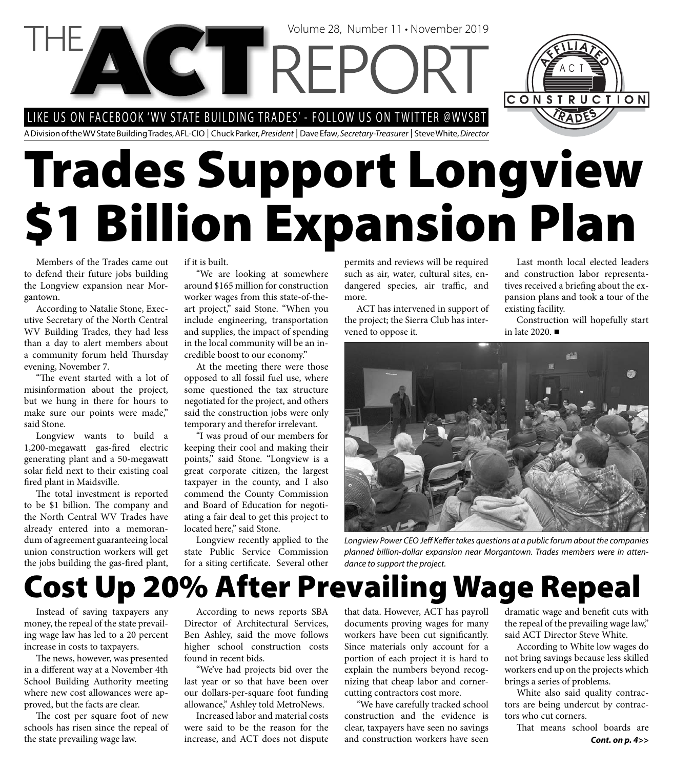# THE ACT REPORT

Volume 28, Number 11 • November 2019

LIKE US ON FACEBOOK 'WV STATE BUILDING TRADES' - FOLLOW US ON TWITTER @WVSBT

A Division of the WV State Building Trades, AFL-CIO | Chuck Parker, *President* | Dave Efaw, *Secretary-Treasurer* | Steve White, *Director*

# Trades Support Longview $1 Billion Expansion Plan

Members of the Trades came out to defend their future jobs building the Longview expansion near Morgantown.

According to Natalie Stone, Executive Secretary of the North Central WV Building Trades, they had less than a day to alert members about a community forum held Thursday evening, November 7.

"The event started with a lot of misinformation about the project, but we hung in there for hours to make sure our points were made," said Stone.

Longview wants to build a 1,200-megawatt gas-fired electric generating plant and a 50-megawatt solar field next to their existing coal fired plant in Maidsville.

The total investment is reported to be $1 billion. The company and the North Central WV Trades have already entered into a memorandum of agreement guaranteeing local union construction workers will get the jobs building the gas-fired plant, if it is built.

"We are looking at somewhere around $165 million for construction worker wages from this state-of-the-art project," said Stone. "When you include engineering, transportation and supplies, the impact of spending in the local community will be an incredible boost to our economy."

At the meeting there were those opposed to all fossil fuel use, where some questioned the tax structure negotiated for the project, and others said the construction jobs were only temporary and therefor irrelevant.

"I was proud of our members for keeping their cool and making their points," said Stone. "Longview is a great corporate citizen, the largest taxpayer in the county, and I also commend the County Commission and Board of Education for negotiating a fair deal to get this project to located here," said Stone.

Longview recently applied to the state Public Service Commission for a siting certificate. Several other permits and reviews will be required such as air, water, cultural sites, endangered species, air traffic, and more.

ACT has intervened in support of the project; the Sierra Club has intervened to oppose it.

Last month local elected leaders and construction labor representatives received a briefing about the expansion plans and took a tour of the existing facility.

Construction will hopefully start in late 2020. ■

*Longview Power CEO Jeff Keffer takes questions at a public forum about the companies planned billion-dollar expansion near Morgantown. Trades members were in attendance to support the project.*

# Cost Up 20% After Prevailing Wage Repeal

Instead of saving taxpayers any money, the repeal of the state prevailing wage law has led to a 20 percent increase in costs to taxpayers.

The news, however, was presented in a different way at a November 4th School Building Authority meeting where new cost allowances were approved, but the facts are clear.

The cost per square foot of new schools has risen since the repeal of the state prevailing wage law.

According to news reports SBA Director of Architectural Services, Ben Ashley, said the move follows higher school construction costs found in recent bids.

"We've had projects bid over the last year or so that have been over our dollars-per-square foot funding allowance," Ashley told MetroNews.

Increased labor and material costs were said to be the reason for the increase, and ACT does not dispute that data. However, ACT has payroll documents proving wages for many workers have been cut significantly. Since materials only account for a portion of each project it is hard to explain the numbers beyond recognizing that cheap labor and corner-cutting contractors cost more.

"We have carefully tracked school construction and the evidence is clear, taxpayers have seen no savings and construction workers have seen dramatic wage and benefit cuts with the repeal of the prevailing wage law," said ACT Director Steve White.

According to White low wages do not bring savings because less skilled workers end up on the projects which brings a series of problems.

White also said quality contractors are being undercut by contractors who cut corners.

That means school boards are

***Cont. on p. 4>>***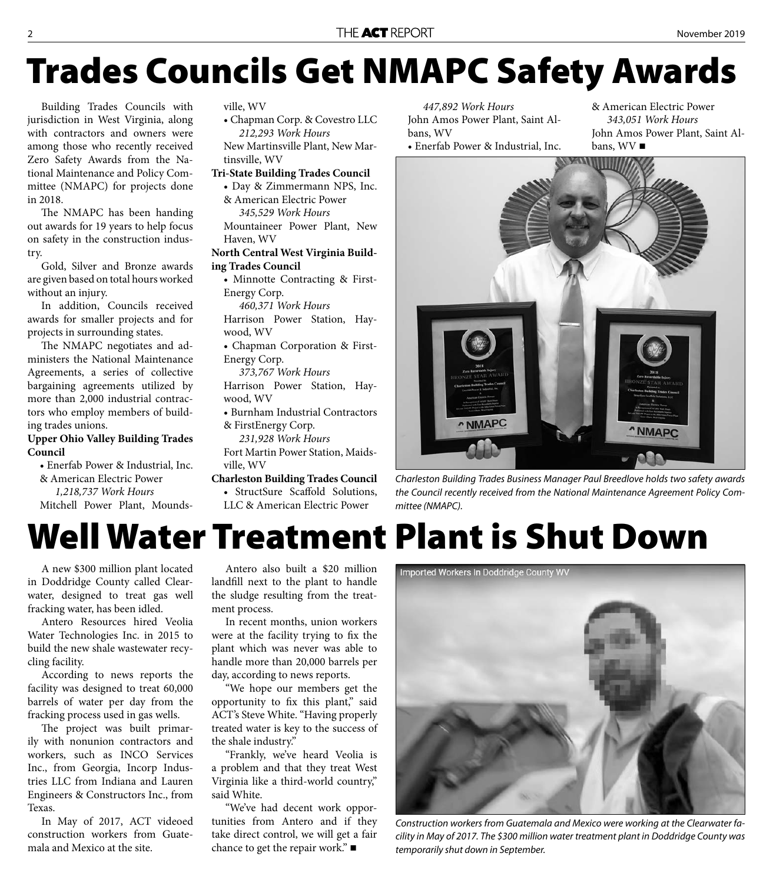# Trades Councils Get NMAPC Safety Awards

Building Trades Councils with jurisdiction in West Virginia, along with contractors and owners were among those who recently received Zero Safety Awards from the National Maintenance and Policy Committee (NMAPC) for projects done in 2018.

The NMAPC has been handing out awards for 19 years to help focus on safety in the construction industry.

Gold, Silver and Bronze awards are given based on total hours worked without an injury.

In addition, Councils received awards for smaller projects and for projects in surrounding states.

The NMAPC negotiates and administers the National Maintenance Agreements, a series of collective bargaining agreements utilized by more than 2,000 industrial contractors who employ members of building trades unions.

**Upper Ohio Valley Building Trades Council**

- Enerfab Power & Industrial, Inc. & American Electric Power
  *1,218,737 Work Hours*
  Mitchell Power Plant, Moundsville, WV
- Chapman Corp. & Covestro LLC
  *212,293 Work Hours*
  New Martinsville Plant, New Martinsville, WV

**Tri-State Building Trades Council**

- Day & Zimmermann NPS, Inc. & American Electric Power
  *345,529 Work Hours*
  Mountaineer Power Plant, New Haven, WV

**North Central West Virginia Building Trades Council**

- Minnotte Contracting & FirstEnergy Corp.
  *460,371 Work Hours*
  Harrison Power Station, Haywood, WV
- Chapman Corporation & FirstEnergy Corp.
  *373,767 Work Hours*
  Harrison Power Station, Haywood, WV
- Burnham Industrial Contractors & FirstEnergy Corp.
  *231,928 Work Hours*
  Fort Martin Power Station, Maidsville, WV

**Charleston Building Trades Council**

- StructSure Scaffold Solutions, LLC & American Electric Power
  *447,892 Work Hours*
  John Amos Power Plant, Saint Albans, WV
- Enerfab Power & Industrial, Inc. & American Electric Power
  *343,051 Work Hours*
  John Amos Power Plant, Saint Albans, WV ■

*Charleston Building Trades Business Manager Paul Breedlove holds two safety awards the Council recently received from the National Maintenance Agreement Policy Committee (NMAPC).*

# Well Water Treatment Plant is Shut Down

A new $300 million plant located in Doddridge County called Clearwater, designed to treat gas well fracking water, has been idled.

Antero Resources hired Veolia Water Technologies Inc. in 2015 to build the new shale wastewater recycling facility.

According to news reports the facility was designed to treat 60,000 barrels of water per day from the fracking process used in gas wells.

The project was built primarily with nonunion contractors and workers, such as INCO Services Inc., from Georgia, Incorp Industries LLC from Indiana and Lauren Engineers & Constructors Inc., from Texas.

In May of 2017, ACT videoed construction workers from Guatemala and Mexico at the site.

Antero also built a $20 million landfill next to the plant to handle the sludge resulting from the treatment process.

In recent months, union workers were at the facility trying to fix the plant which was never was able to handle more than 20,000 barrels per day, according to news reports.

"We hope our members get the opportunity to fix this plant," said ACT's Steve White. "Having properly treated water is key to the success of the shale industry."

"Frankly, we've heard Veolia is a problem and that they treat West Virginia like a third-world country," said White.

"We've had decent work opportunities from Antero and if they take direct control, we will get a fair chance to get the repair work." ■

*Construction workers from Guatemala and Mexico were working at the Clearwater facility in May of 2017. The $300 million water treatment plant in Doddridge County was temporarily shut down in September.*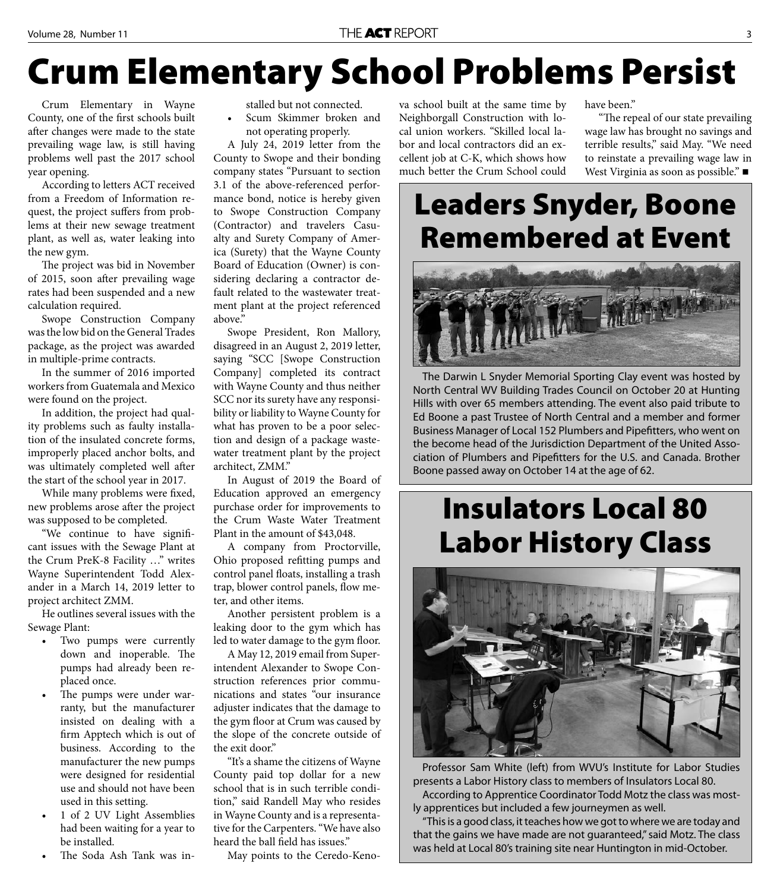# Crum Elementary School Problems Persist

Crum Elementary in Wayne County, one of the first schools built after changes were made to the state prevailing wage law, is still having problems well past the 2017 school year opening.

According to letters ACT received from a Freedom of Information request, the project suffers from problems at their new sewage treatment plant, as well as, water leaking into the new gym.

The project was bid in November of 2015, soon after prevailing wage rates had been suspended and a new calculation required.

Swope Construction Company was the low bid on the General Trades package, as the project was awarded in multiple-prime contracts.

In the summer of 2016 imported workers from Guatemala and Mexico were found on the project.

In addition, the project had quality problems such as faulty installation of the insulated concrete forms, improperly placed anchor bolts, and was ultimately completed well after the start of the school year in 2017.

While many problems were fixed, new problems arose after the project was supposed to be completed.

"We continue to have significant issues with the Sewage Plant at the Crum PreK-8 Facility …" writes Wayne Superintendent Todd Alexander in a March 14, 2019 letter to project architect ZMM.

He outlines several issues with the Sewage Plant:

- Two pumps were currently down and inoperable. The pumps had already been replaced once.
- The pumps were under warranty, but the manufacturer insisted on dealing with a firm Apptech which is out of business. According to the manufacturer the new pumps were designed for residential use and should not have been used in this setting.
- 1 of 2 UV Light Assemblies had been waiting for a year to be installed.
- The Soda Ash Tank was installed but not connected.
- Scum Skimmer broken and not operating properly.

A July 24, 2019 letter from the County to Swope and their bonding company states "Pursuant to section 3.1 of the above-referenced performance bond, notice is hereby given to Swope Construction Company (Contractor) and travelers Casualty and Surety Company of America (Surety) that the Wayne County Board of Education (Owner) is considering declaring a contractor default related to the wastewater treatment plant at the project referenced above."

Swope President, Ron Mallory, disagreed in an August 2, 2019 letter, saying "SCC [Swope Construction Company] completed its contract with Wayne County and thus neither SCC nor its surety have any responsibility or liability to Wayne County for what has proven to be a poor selection and design of a package wastewater treatment plant by the project architect, ZMM."

In August of 2019 the Board of Education approved an emergency purchase order for improvements to the Crum Waste Water Treatment Plant in the amount of $43,048.

A company from Proctorville, Ohio proposed refitting pumps and control panel floats, installing a trash trap, blower control panels, flow meter, and other items.

Another persistent problem is a leaking door to the gym which has led to water damage to the gym floor.

A May 12, 2019 email from Superintendent Alexander to Swope Construction references prior communications and states "our insurance adjuster indicates that the damage to the gym floor at Crum was caused by the slope of the concrete outside of the exit door."

"It's a shame the citizens of Wayne County paid top dollar for a new school that is in such terrible condition," said Randell May who resides in Wayne County and is a representative for the Carpenters. "We have also heard the ball field has issues."

May points to the Ceredo-Kenova school built at the same time by Neighborgall Construction with local union workers. "Skilled local labor and local contractors did an excellent job at C-K, which shows how much better the Crum School could have been."

"The repeal of our state prevailing wage law has brought no savings and terrible results," said May. "We need to reinstate a prevailing wage law in West Virginia as soon as possible." ■

# Leaders Snyder, Boone Remembered at Event

The Darwin L Snyder Memorial Sporting Clay event was hosted by North Central WV Building Trades Council on October 20 at Hunting Hills with over 65 members attending. The event also paid tribute to Ed Boone a past Trustee of North Central and a member and former Business Manager of Local 152 Plumbers and Pipefitters, who went on the become head of the Jurisdiction Department of the United Association of Plumbers and Pipefitters for the U.S. and Canada. Brother Boone passed away on October 14 at the age of 62.

# Insulators Local 80 Labor History Class

Professor Sam White (left) from WVU's Institute for Labor Studies presents a Labor History class to members of Insulators Local 80.

According to Apprentice Coordinator Todd Motz the class was mostly apprentices but included a few journeymen as well.

"This is a good class, it teaches how we got to where we are today and that the gains we have made are not guaranteed," said Motz. The class was held at Local 80's training site near Huntington in mid-October.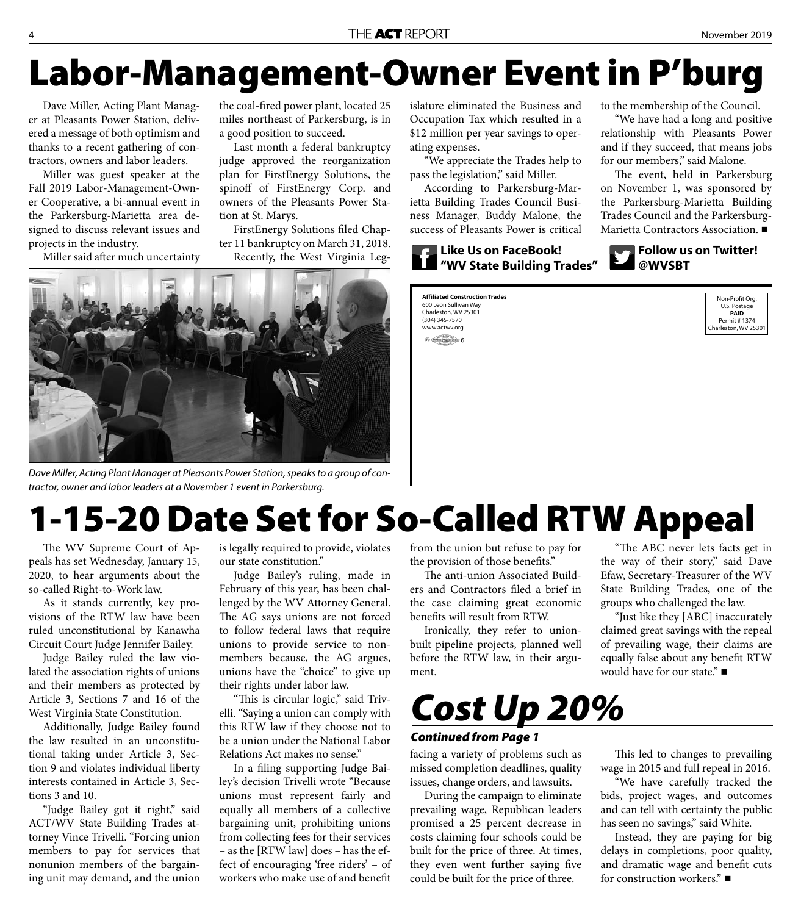# Labor-Management-Owner Event in P'burg

Dave Miller, Acting Plant Manager at Pleasants Power Station, delivered a message of both optimism and thanks to a recent gathering of contractors, owners and labor leaders.

Miller was guest speaker at the Fall 2019 Labor-Management-Owner Cooperative, a bi-annual event in the Parkersburg-Marietta area designed to discuss relevant issues and projects in the industry.

Miller said after much uncertainty the coal-fired power plant, located 25 miles northeast of Parkersburg, is in a good position to succeed.

Last month a federal bankruptcy judge approved the reorganization plan for FirstEnergy Solutions, the spinoff of FirstEnergy Corp. and owners of the Pleasants Power Station at St. Marys.

FirstEnergy Solutions filed Chapter 11 bankruptcy on March 31, 2018.

Recently, the West Virginia Legislature eliminated the Business and Occupation Tax which resulted in a $12 million per year savings to operating expenses.

"We appreciate the Trades help to pass the legislation," said Miller.

According to Parkersburg-Marietta Building Trades Council Business Manager, Buddy Malone, the success of Pleasants Power is critical to the membership of the Council.

"We have had a long and positive relationship with Pleasants Power and if they succeed, that means jobs for our members," said Malone.

The event, held in Parkersburg on November 1, was sponsored by the Parkersburg-Marietta Building Trades Council and the Parkersburg-Marietta Contractors Association. ■

*Dave Miller, Acting Plant Manager at Pleasants Power Station, speaks to a group of contractor, owner and labor leaders at a November 1 event in Parkersburg.*

**Like Us on FaceBook! "WV State Building Trades"**

**Follow us on Twitter! @WVSBT**

**Affiliated Construction Trades**
600 Leon Sullivan Way
Charleston, WV 25301
(304) 345-7570
www.actwv.org

Non-Profit Org.
U.S. Postage
**PAID**
Permit # 1374
Charleston, WV 25301

# 1-15-20 Date Set for So-Called RTW Appeal

The WV Supreme Court of Appeals has set Wednesday, January 15, 2020, to hear arguments about the so-called Right-to-Work law.

As it stands currently, key provisions of the RTW law have been ruled unconstitutional by Kanawha Circuit Court Judge Jennifer Bailey.

Judge Bailey ruled the law violated the association rights of unions and their members as protected by Article 3, Sections 7 and 16 of the West Virginia State Constitution.

Additionally, Judge Bailey found the law resulted in an unconstitutional taking under Article 3, Section 9 and violates individual liberty interests contained in Article 3, Sections 3 and 10.

"Judge Bailey got it right," said ACT/WV State Building Trades attorney Vince Trivelli. "Forcing union members to pay for services that nonunion members of the bargaining unit may demand, and the union is legally required to provide, violates our state constitution."

Judge Bailey's ruling, made in February of this year, has been challenged by the WV Attorney General. The AG says unions are not forced to follow federal laws that require unions to provide service to nonmembers because, the AG argues, unions have the "choice" to give up their rights under labor law.

"This is circular logic," said Trivelli. "Saying a union can comply with this RTW law if they choose not to be a union under the National Labor Relations Act makes no sense."

In a filing supporting Judge Bailey's decision Trivelli wrote "Because unions must represent fairly and equally all members of a collective bargaining unit, prohibiting unions from collecting fees for their services – as the [RTW law] does – has the effect of encouraging 'free riders' – of workers who make use of and benefit from the union but refuse to pay for the provision of those benefits."

The anti-union Associated Builders and Contractors filed a brief in the case claiming great economic benefits will result from RTW.

Ironically, they refer to union-built pipeline projects, planned well before the RTW law, in their argument.

"The ABC never lets facts get in the way of their story," said Dave Efaw, Secretary-Treasurer of the WV State Building Trades, one of the groups who challenged the law.

"Just like they [ABC] inaccurately claimed great savings with the repeal of prevailing wage, their claims are equally false about any benefit RTW would have for our state." ■

# *Cost Up 20%*

***Continued from Page 1***

facing a variety of problems such as missed completion deadlines, quality issues, change orders, and lawsuits.

During the campaign to eliminate prevailing wage, Republican leaders promised a 25 percent decrease in costs claiming four schools could be built for the price of three. At times, they even went further saying five could be built for the price of three.

This led to changes to prevailing wage in 2015 and full repeal in 2016.

"We have carefully tracked the bids, project wages, and outcomes and can tell with certainty the public has seen no savings," said White.

Instead, they are paying for big delays in completions, poor quality, and dramatic wage and benefit cuts for construction workers." ■